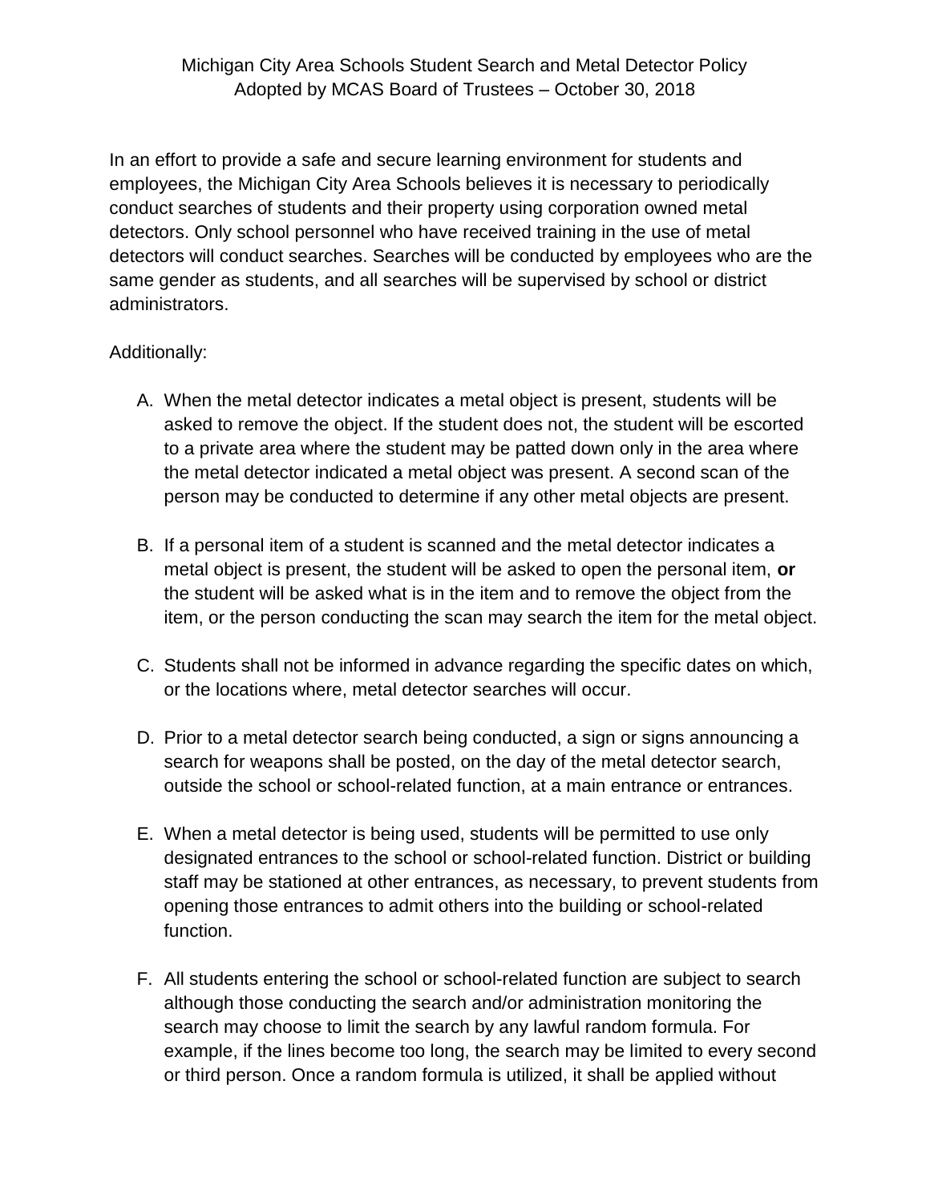# Michigan City Area Schools Student Search and Metal Detector Policy
## Adopted by MCAS Board of Trustees – October 30, 2018

In an effort to provide a safe and secure learning environment for students and employees, the Michigan City Area Schools believes it is necessary to periodically conduct searches of students and their property using corporation owned metal detectors. Only school personnel who have received training in the use of metal detectors will conduct searches. Searches will be conducted by employees who are the same gender as students, and all searches will be supervised by school or district administrators.

Additionally:

A. When the metal detector indicates a metal object is present, students will be asked to remove the object. If the student does not, the student will be escorted to a private area where the student may be patted down only in the area where the metal detector indicated a metal object was present. A second scan of the person may be conducted to determine if any other metal objects are present.

B. If a personal item of a student is scanned and the metal detector indicates a metal object is present, the student will be asked to open the personal item, **or** the student will be asked what is in the item and to remove the object from the item, or the person conducting the scan may search the item for the metal object.

C. Students shall not be informed in advance regarding the specific dates on which, or the locations where, metal detector searches will occur.

D. Prior to a metal detector search being conducted, a sign or signs announcing a search for weapons shall be posted, on the day of the metal detector search, outside the school or school-related function, at a main entrance or entrances.

E. When a metal detector is being used, students will be permitted to use only designated entrances to the school or school-related function. District or building staff may be stationed at other entrances, as necessary, to prevent students from opening those entrances to admit others into the building or school-related function.

F. All students entering the school or school-related function are subject to search although those conducting the search and/or administration monitoring the search may choose to limit the search by any lawful random formula. For example, if the lines become too long, the search may be limited to every second or third person. Once a random formula is utilized, it shall be applied without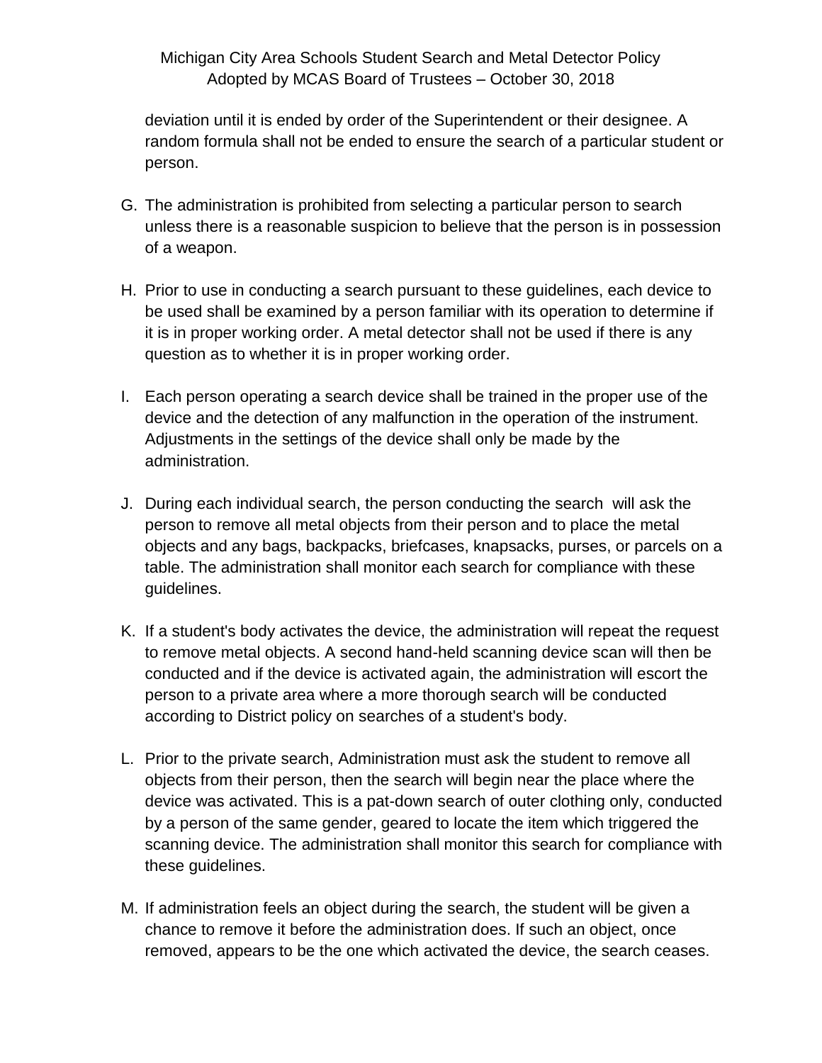deviation until it is ended by order of the Superintendent or their designee. A random formula shall not be ended to ensure the search of a particular student or person.

G. The administration is prohibited from selecting a particular person to search unless there is a reasonable suspicion to believe that the person is in possession of a weapon.

H. Prior to use in conducting a search pursuant to these guidelines, each device to be used shall be examined by a person familiar with its operation to determine if it is in proper working order. A metal detector shall not be used if there is any question as to whether it is in proper working order.

I. Each person operating a search device shall be trained in the proper use of the device and the detection of any malfunction in the operation of the instrument. Adjustments in the settings of the device shall only be made by the administration.

J. During each individual search, the person conducting the search will ask the person to remove all metal objects from their person and to place the metal objects and any bags, backpacks, briefcases, knapsacks, purses, or parcels on a table. The administration shall monitor each search for compliance with these guidelines.

K. If a student's body activates the device, the administration will repeat the request to remove metal objects. A second hand-held scanning device scan will then be conducted and if the device is activated again, the administration will escort the person to a private area where a more thorough search will be conducted according to District policy on searches of a student's body.

L. Prior to the private search, Administration must ask the student to remove all objects from their person, then the search will begin near the place where the device was activated. This is a pat-down search of outer clothing only, conducted by a person of the same gender, geared to locate the item which triggered the scanning device. The administration shall monitor this search for compliance with these guidelines.

M. If administration feels an object during the search, the student will be given a chance to remove it before the administration does. If such an object, once removed, appears to be the one which activated the device, the search ceases.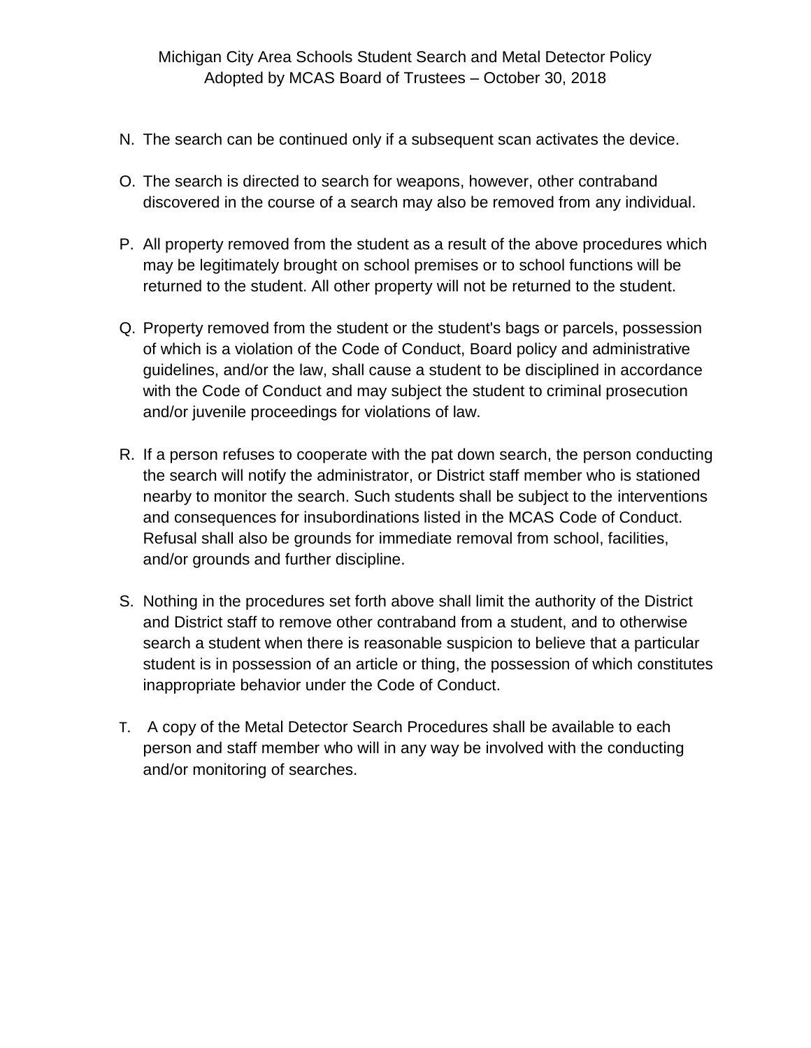N. The search can be continued only if a subsequent scan activates the device.

O. The search is directed to search for weapons, however, other contraband discovered in the course of a search may also be removed from any individual.

P. All property removed from the student as a result of the above procedures which may be legitimately brought on school premises or to school functions will be returned to the student. All other property will not be returned to the student.

Q. Property removed from the student or the student's bags or parcels, possession of which is a violation of the Code of Conduct, Board policy and administrative guidelines, and/or the law, shall cause a student to be disciplined in accordance with the Code of Conduct and may subject the student to criminal prosecution and/or juvenile proceedings for violations of law.

R. If a person refuses to cooperate with the pat down search, the person conducting the search will notify the administrator, or District staff member who is stationed nearby to monitor the search. Such students shall be subject to the interventions and consequences for insubordinations listed in the MCAS Code of Conduct. Refusal shall also be grounds for immediate removal from school, facilities, and/or grounds and further discipline.

S. Nothing in the procedures set forth above shall limit the authority of the District and District staff to remove other contraband from a student, and to otherwise search a student when there is reasonable suspicion to believe that a particular student is in possession of an article or thing, the possession of which constitutes inappropriate behavior under the Code of Conduct.

T. A copy of the Metal Detector Search Procedures shall be available to each person and staff member who will in any way be involved with the conducting and/or monitoring of searches.